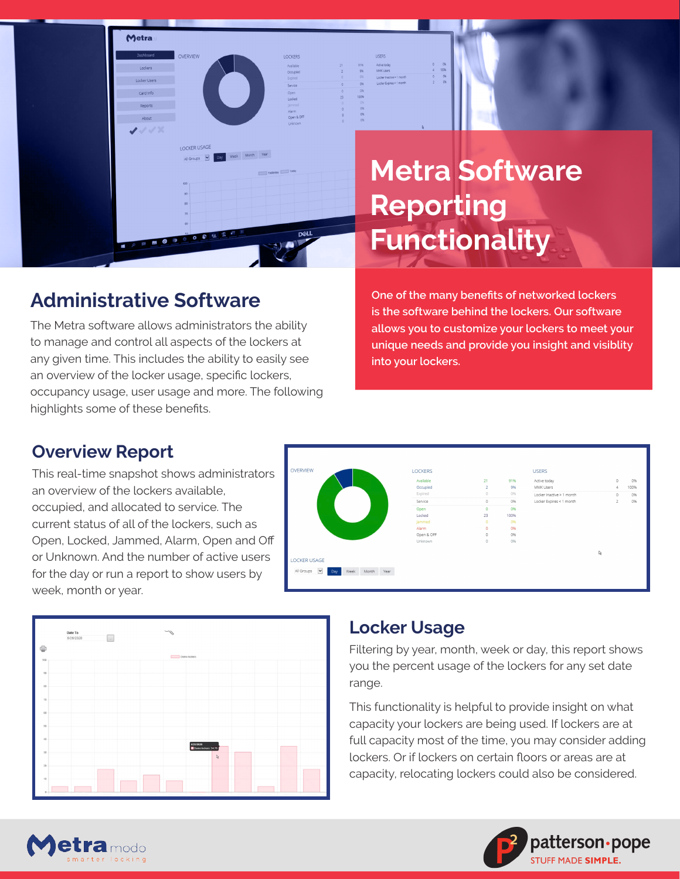# Metra Software Reporting Functionality

## Administrative Software

The Metra software allows administrators the ability to manage and control all aspects of the lockers at any given time. This includes the ability to easily see an overview of the locker usage, specific lockers, occupancy usage, user usage and more. The following highlights some of these benefits.

One of the many benefits of networked lockers is the software behind the lockers. Our software allows you to customize your lockers to meet your unique needs and provide you insight and visiblity into your lockers.

## Overview Report

This real-time snapshot shows administrators an overview of the lockers available, occupied, and allocated to service. The current status of all of the lockers, such as Open, Locked, Jammed, Alarm, Open and Off or Unknown. And the number of active users for the day or run a report to show users by week, month or year.

## Locker Usage

Filtering by year, month, week or day, this report shows you the percent usage of the lockers for any set date range.

This functionality is helpful to provide insight on what capacity your lockers are being used. If lockers are at full capacity most of the time, you may consider adding lockers. Or if lockers on certain floors or areas are at capacity, relocating lockers could also be considered.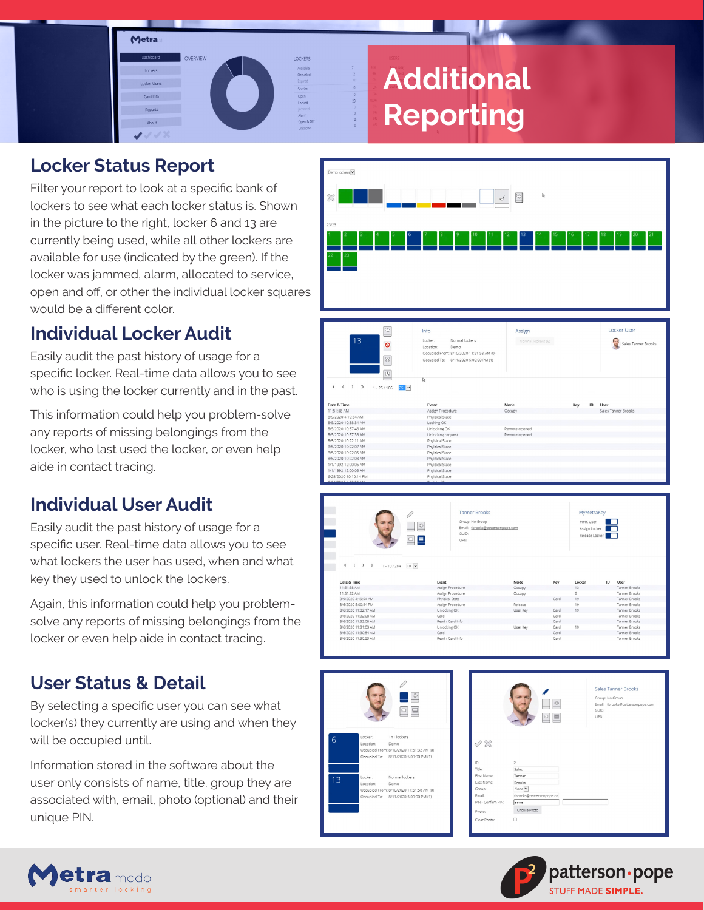# Additional Reporting

## Locker Status Report

Filter your report to look at a specific bank of lockers to see what each locker status is. Shown in the picture to the right, locker 6 and 13 are currently being used, while all other lockers are available for use (indicated by the green). If the locker was jammed, alarm, allocated to service, open and off, or other the individual locker squares would be a different color.

## Individual Locker Audit

Easily audit the past history of usage for a specific locker. Real-time data allows you to see who is using the locker currently and in the past.

This information could help you problem-solve any reports of missing belongings from the locker, who last used the locker, or even help aide in contact tracing.

## Individual User Audit

Easily audit the past history of usage for a specific user. Real-time data allows you to see what lockers the user has used, when and what key they used to unlock the lockers.

Again, this information could help you problem-solve any reports of missing belongings from the locker or even help aide in contact tracing.

## User Status & Detail

By selecting a specific user you can see what locker(s) they currently are using and when they will be occupied until.

Information stored in the software about the user only consists of name, title, group they are associated with, email, photo (optional) and their unique PIN.

Metra modo — smarter locking

patterson·pope — STUFF MADE SIMPLE.